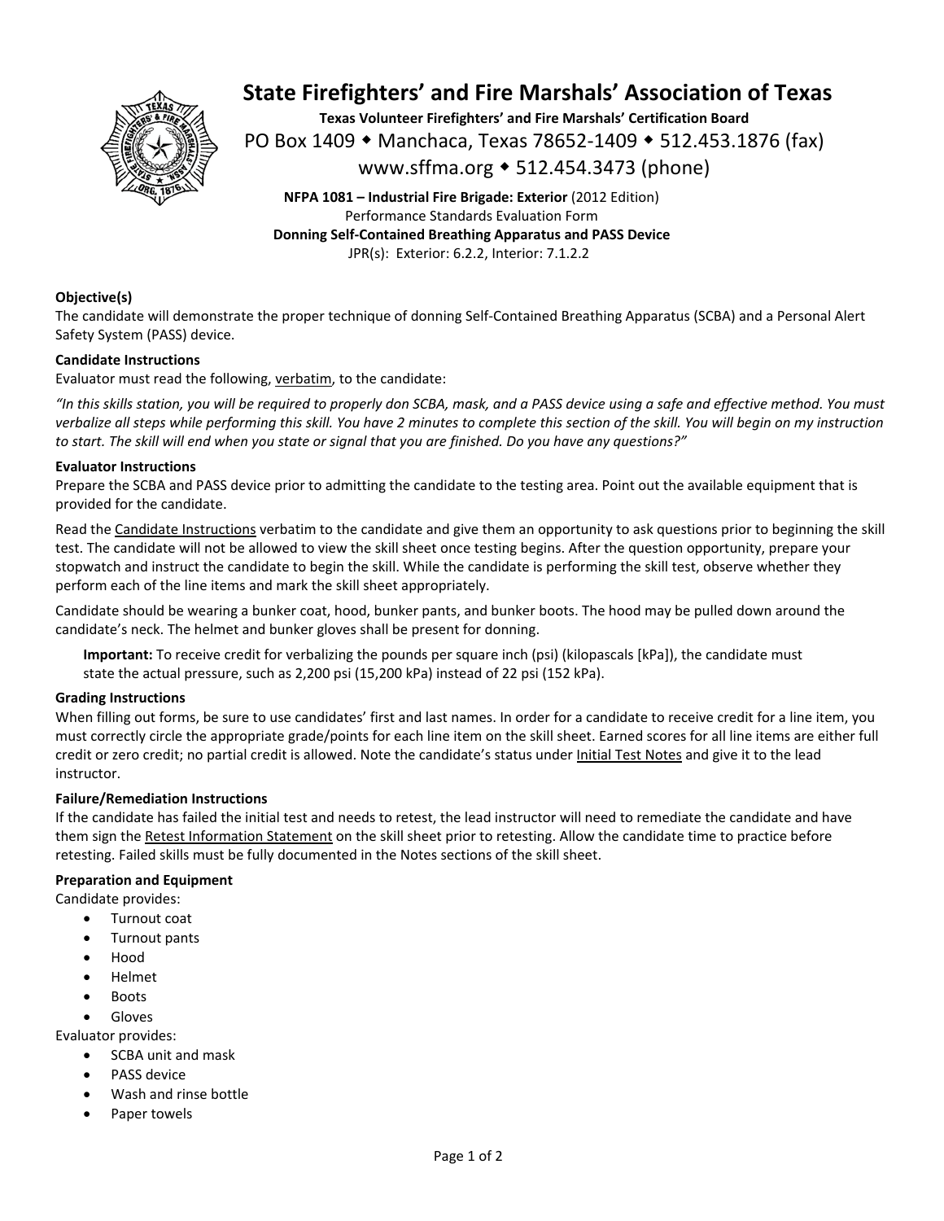# State Firefighters' and Fire Marshals' Association of Texas

**Texas Volunteer Firefighters' and Fire Marshals' Certification Board**

PO Box 1409 ◆ Manchaca, Texas 78652-1409 ◆ 512.453.1876 (fax)

www.sffma.org ◆ 512.454.3473 (phone)

**NFPA 1081 – Industrial Fire Brigade: Exterior** (2012 Edition)
Performance Standards Evaluation Form
**Donning Self-Contained Breathing Apparatus and PASS Device**
JPR(s): Exterior: 6.2.2, Interior: 7.1.2.2

### Objective(s)

The candidate will demonstrate the proper technique of donning Self-Contained Breathing Apparatus (SCBA) and a Personal Alert Safety System (PASS) device.

### Candidate Instructions

Evaluator must read the following, verbatim, to the candidate:

*"In this skills station, you will be required to properly don SCBA, mask, and a PASS device using a safe and effective method. You must verbalize all steps while performing this skill. You have 2 minutes to complete this section of the skill. You will begin on my instruction to start. The skill will end when you state or signal that you are finished. Do you have any questions?"*

### Evaluator Instructions

Prepare the SCBA and PASS device prior to admitting the candidate to the testing area. Point out the available equipment that is provided for the candidate.

Read the Candidate Instructions verbatim to the candidate and give them an opportunity to ask questions prior to beginning the skill test. The candidate will not be allowed to view the skill sheet once testing begins. After the question opportunity, prepare your stopwatch and instruct the candidate to begin the skill. While the candidate is performing the skill test, observe whether they perform each of the line items and mark the skill sheet appropriately.

Candidate should be wearing a bunker coat, hood, bunker pants, and bunker boots. The hood may be pulled down around the candidate's neck. The helmet and bunker gloves shall be present for donning.

> **Important:** To receive credit for verbalizing the pounds per square inch (psi) (kilopascals [kPa]), the candidate must state the actual pressure, such as 2,200 psi (15,200 kPa) instead of 22 psi (152 kPa).

### Grading Instructions

When filling out forms, be sure to use candidates' first and last names. In order for a candidate to receive credit for a line item, you must correctly circle the appropriate grade/points for each line item on the skill sheet. Earned scores for all line items are either full credit or zero credit; no partial credit is allowed. Note the candidate's status under Initial Test Notes and give it to the lead instructor.

### Failure/Remediation Instructions

If the candidate has failed the initial test and needs to retest, the lead instructor will need to remediate the candidate and have them sign the Retest Information Statement on the skill sheet prior to retesting. Allow the candidate time to practice before retesting. Failed skills must be fully documented in the Notes sections of the skill sheet.

### Preparation and Equipment

Candidate provides:

- Turnout coat
- Turnout pants
- Hood
- Helmet
- Boots
- Gloves

Evaluator provides:

- SCBA unit and mask
- PASS device
- Wash and rinse bottle
- Paper towels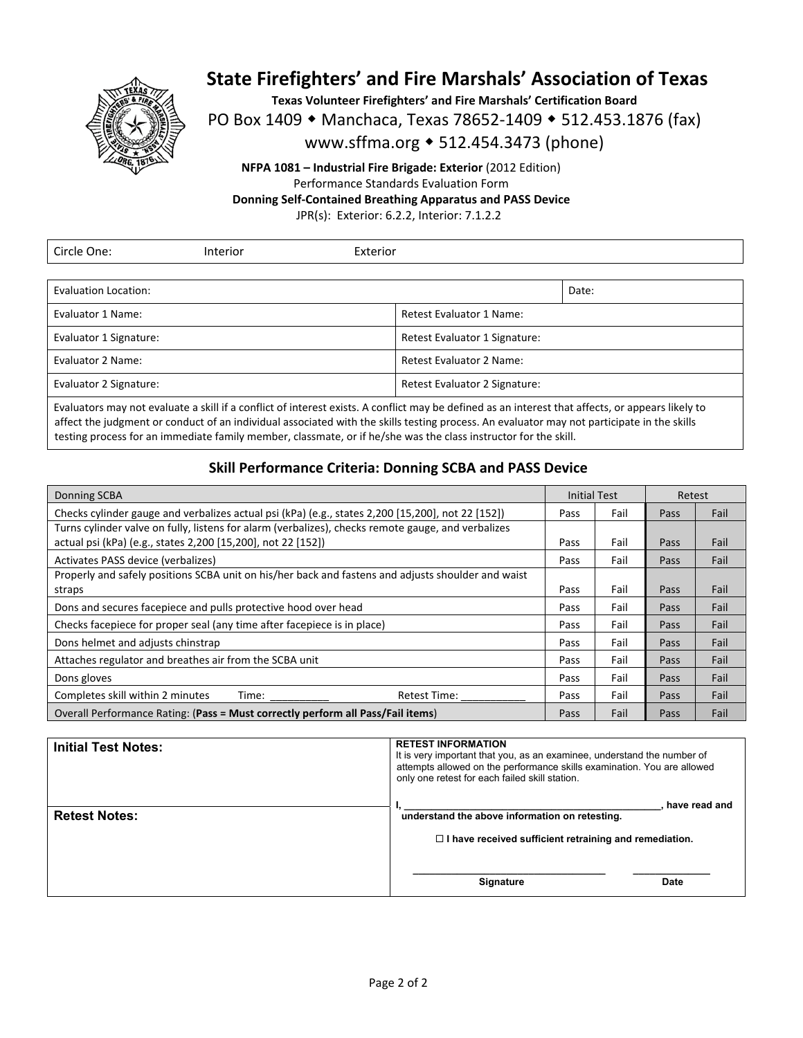# State Firefighters' and Fire Marshals' Association of Texas

**Texas Volunteer Firefighters' and Fire Marshals' Certification Board**

PO Box 1409 ◆ Manchaca, Texas 78652-1409 ◆ 512.453.1876 (fax)

www.sffma.org ◆ 512.454.3473 (phone)

**NFPA 1081 – Industrial Fire Brigade: Exterior** (2012 Edition)

Performance Standards Evaluation Form

**Donning Self-Contained Breathing Apparatus and PASS Device**

JPR(s): Exterior: 6.2.2, Interior: 7.1.2.2

| Circle One: | Interior | Exterior |
|---|---|---|

| | |
|---|---|
| Evaluation Location: | Date: |
| Evaluator 1 Name: | Retest Evaluator 1 Name: |
| Evaluator 1 Signature: | Retest Evaluator 1 Signature: |
| Evaluator 2 Name: | Retest Evaluator 2 Name: |
| Evaluator 2 Signature: | Retest Evaluator 2 Signature: |

Evaluators may not evaluate a skill if a conflict of interest exists. A conflict may be defined as an interest that affects, or appears likely to affect the judgment or conduct of an individual associated with the skills testing process. An evaluator may not participate in the skills testing process for an immediate family member, classmate, or if he/she was the class instructor for the skill.

## Skill Performance Criteria: Donning SCBA and PASS Device

| Donning SCBA | Initial Test | | Retest | |
|---|---|---|---|---|
| Checks cylinder gauge and verbalizes actual psi (kPa) (e.g., states 2,200 [15,200], not 22 [152]) | Pass | Fail | Pass | Fail |
| Turns cylinder valve on fully, listens for alarm (verbalizes), checks remote gauge, and verbalizes actual psi (kPa) (e.g., states 2,200 [15,200], not 22 [152]) | Pass | Fail | Pass | Fail |
| Activates PASS device (verbalizes) | Pass | Fail | Pass | Fail |
| Properly and safely positions SCBA unit on his/her back and fastens and adjusts shoulder and waist straps | Pass | Fail | Pass | Fail |
| Dons and secures facepiece and pulls protective hood over head | Pass | Fail | Pass | Fail |
| Checks facepiece for proper seal (any time after facepiece is in place) | Pass | Fail | Pass | Fail |
| Dons helmet and adjusts chinstrap | Pass | Fail | Pass | Fail |
| Attaches regulator and breathes air from the SCBA unit | Pass | Fail | Pass | Fail |
| Dons gloves | Pass | Fail | Pass | Fail |
| Completes skill within 2 minutes Time: __________ Retest Time: ___________ | Pass | Fail | Pass | Fail |
| Overall Performance Rating: (**Pass = Must correctly perform all Pass/Fail items**) | Pass | Fail | Pass | Fail |

**Initial Test Notes:**

**Retest Notes:**

**RETEST INFORMATION**

It is very important that you, as an examinee, understand the number of attempts allowed on the performance skills examination. You are allowed only one retest for each failed skill station.

**I, _______________________________________________, have read and understand the above information on retesting.**

☐ **I have received sufficient retraining and remediation.**

_________________________________ _____________

**Signature** **Date**